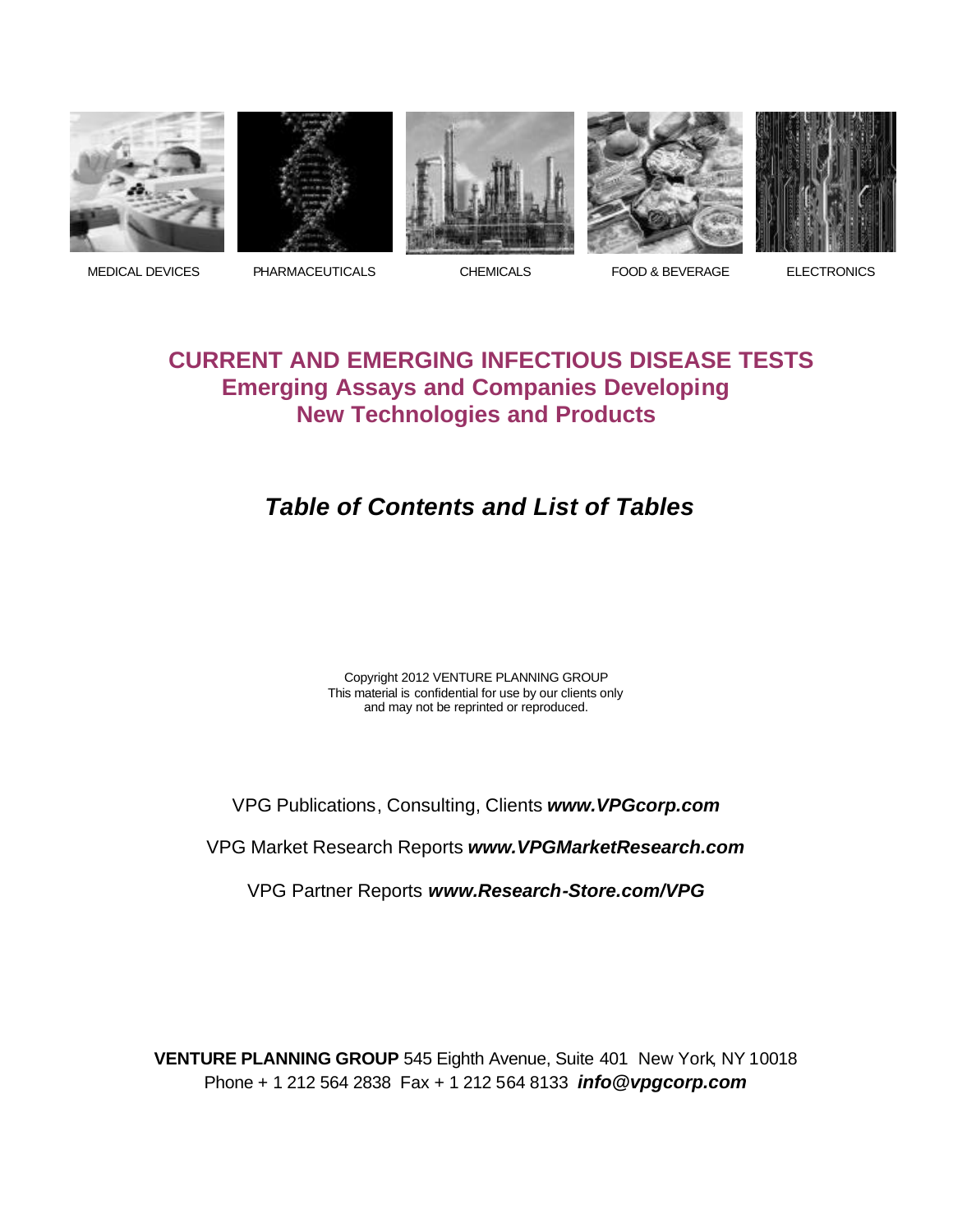MEDICAL DEVICES PHARMACEUTICALS CHEMICALS FOOD & BEVERAGE ELECTRONICS

# CURRENT AND EMERGING INFECTIOUS DISEASE TESTS
## Emerging Assays and Companies Developing New Technologies and Products

## *Table of Contents and List of Tables*

Copyright 2012 VENTURE PLANNING GROUP
This material is confidential for use by our clients only
and may not be reprinted or reproduced.

VPG Publications, Consulting, Clients ***www.VPGcorp.com***

VPG Market Research Reports ***www.VPGMarketResearch.com***

VPG Partner Reports ***www.Research-Store.com/VPG***

**VENTURE PLANNING GROUP** 545 Eighth Avenue, Suite 401 New York, NY 10018
Phone + 1 212 564 2838 Fax + 1 212 564 8133 ***info@vpgcorp.com***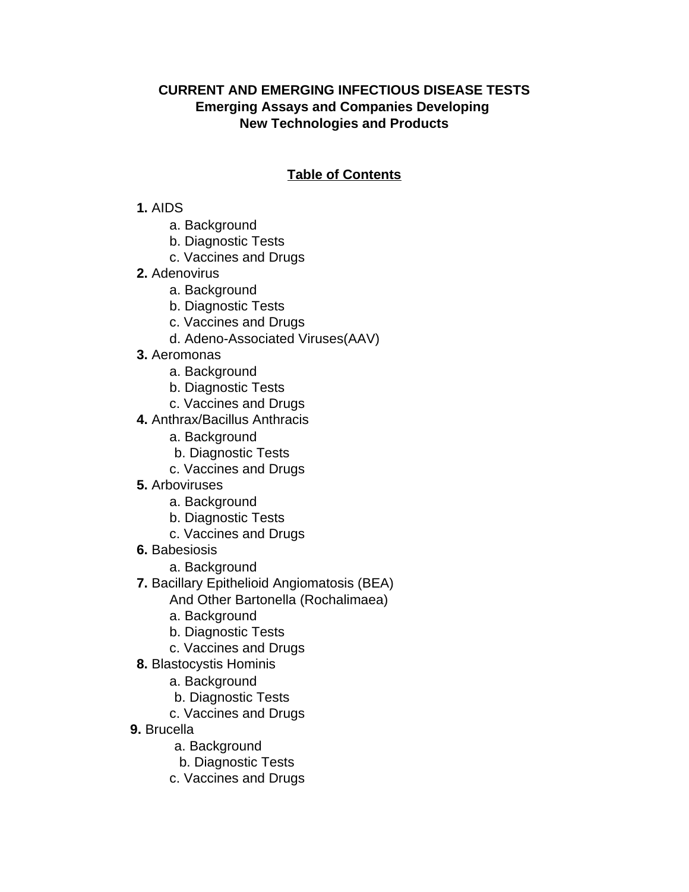**CURRENT AND EMERGING INFECTIOUS DISEASE TESTS**
**Emerging Assays and Companies Developing New Technologies and Products**

## Table of Contents

**1.** AIDS
- a. Background
- b. Diagnostic Tests
- c. Vaccines and Drugs

**2.** Adenovirus
- a. Background
- b. Diagnostic Tests
- c. Vaccines and Drugs
- d. Adeno-Associated Viruses(AAV)

**3.** Aeromonas
- a. Background
- b. Diagnostic Tests
- c. Vaccines and Drugs

**4.** Anthrax/Bacillus Anthracis
- a. Background
- b. Diagnostic Tests
- c. Vaccines and Drugs

**5.** Arboviruses
- a. Background
- b. Diagnostic Tests
- c. Vaccines and Drugs

**6.** Babesiosis
- a. Background

**7.** Bacillary Epithelioid Angiomatosis (BEA) And Other Bartonella (Rochalimaea)
- a. Background
- b. Diagnostic Tests
- c. Vaccines and Drugs

**8.** Blastocystis Hominis
- a. Background
- b. Diagnostic Tests
- c. Vaccines and Drugs

**9.** Brucella
- a. Background
- b. Diagnostic Tests
- c. Vaccines and Drugs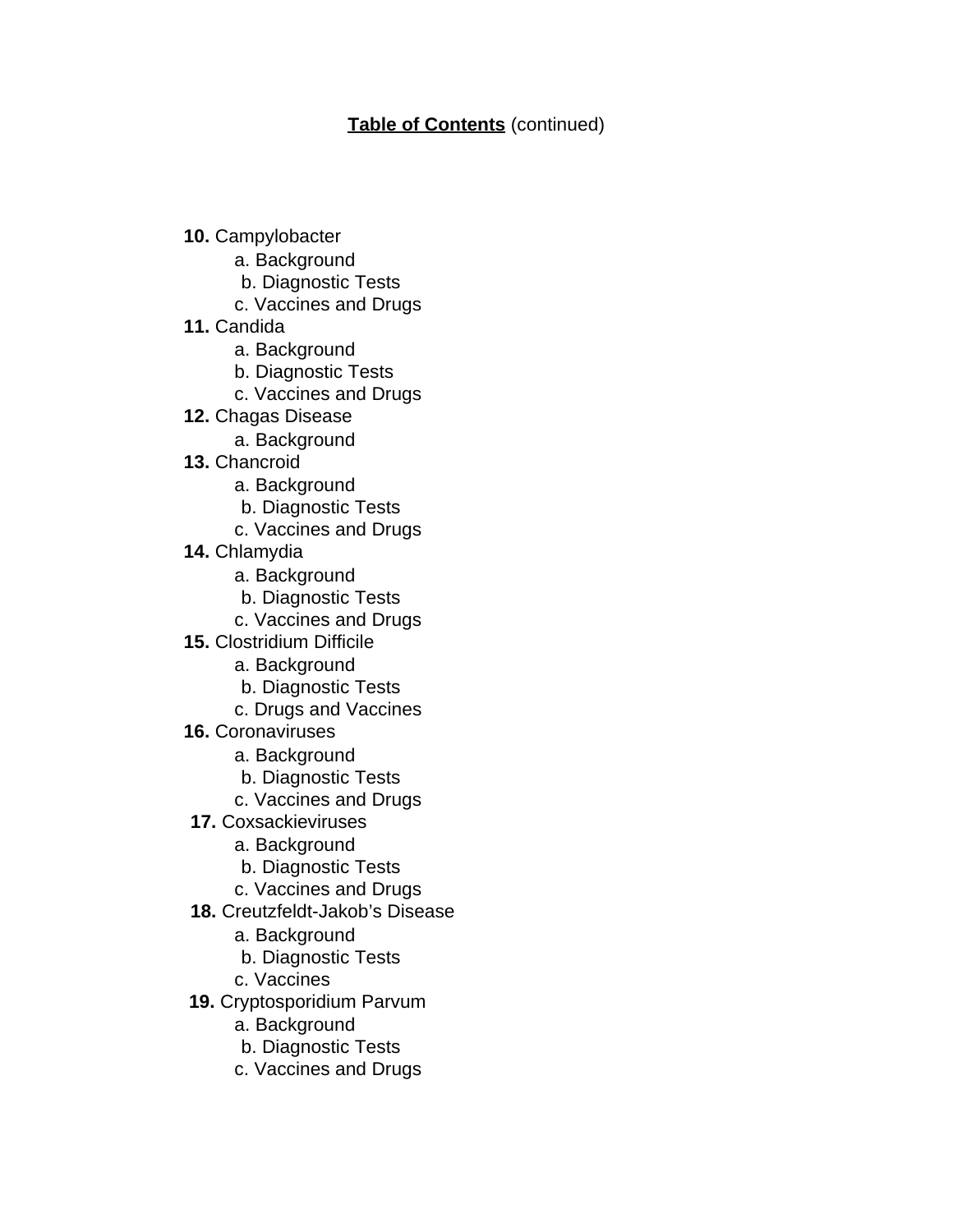**Table of Contents** (continued)

**10.** Campylobacter
   a. Background
   b. Diagnostic Tests
   c. Vaccines and Drugs

**11.** Candida
   a. Background
   b. Diagnostic Tests
   c. Vaccines and Drugs

**12.** Chagas Disease
   a. Background

**13.** Chancroid
   a. Background
   b. Diagnostic Tests
   c. Vaccines and Drugs

**14.** Chlamydia
   a. Background
   b. Diagnostic Tests
   c. Vaccines and Drugs

**15.** Clostridium Difficile
   a. Background
   b. Diagnostic Tests
   c. Drugs and Vaccines

**16.** Coronaviruses
   a. Background
   b. Diagnostic Tests
   c. Vaccines and Drugs

**17.** Coxsackieviruses
   a. Background
   b. Diagnostic Tests
   c. Vaccines and Drugs

**18.** Creutzfeldt-Jakob's Disease
   a. Background
   b. Diagnostic Tests
   c. Vaccines

**19.** Cryptosporidium Parvum
   a. Background
   b. Diagnostic Tests
   c. Vaccines and Drugs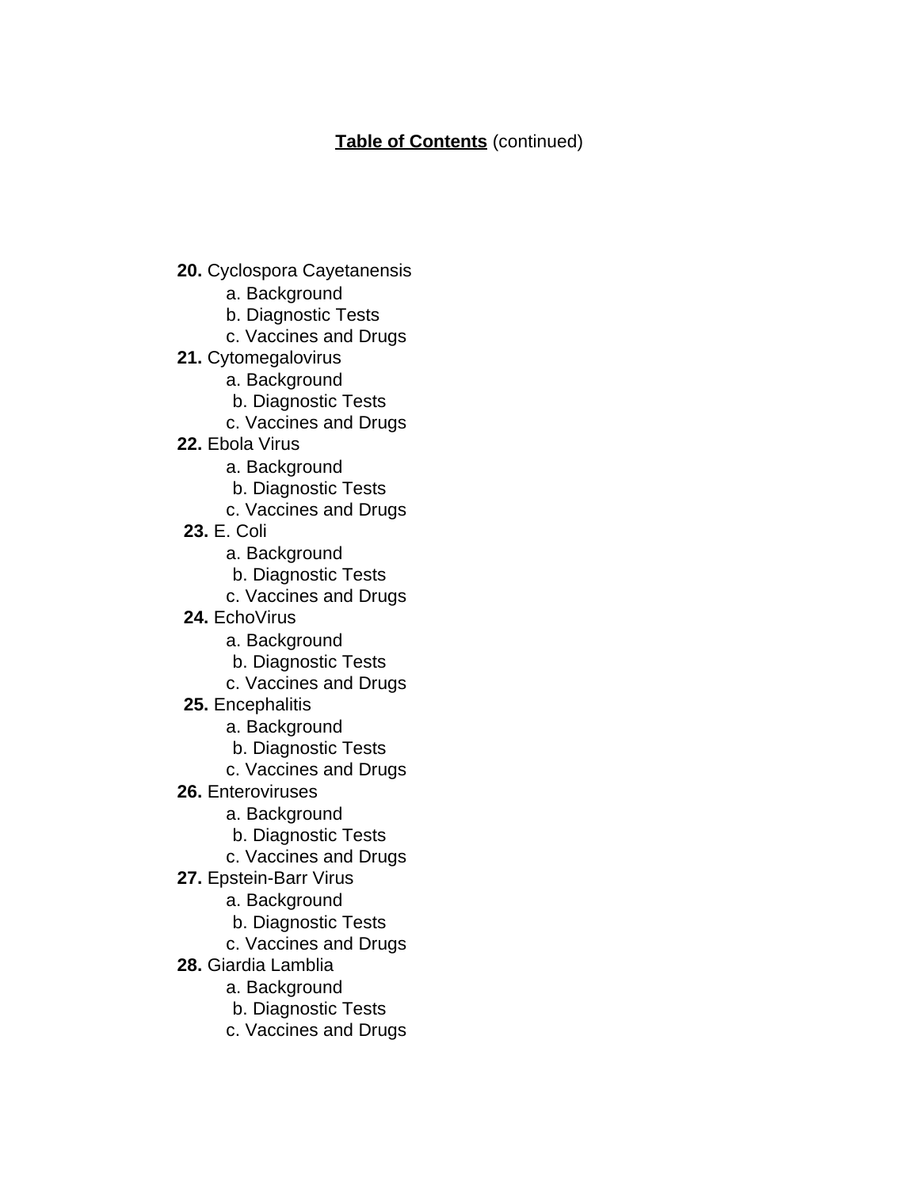## **Table of Contents** (continued)

**20.** Cyclospora Cayetanensis
  a. Background
  b. Diagnostic Tests
  c. Vaccines and Drugs

**21.** Cytomegalovirus
  a. Background
  b. Diagnostic Tests
  c. Vaccines and Drugs

**22.** Ebola Virus
  a. Background
  b. Diagnostic Tests
  c. Vaccines and Drugs

**23.** E. Coli
  a. Background
  b. Diagnostic Tests
  c. Vaccines and Drugs

**24.** EchoVirus
  a. Background
  b. Diagnostic Tests
  c. Vaccines and Drugs

**25.** Encephalitis
  a. Background
  b. Diagnostic Tests
  c. Vaccines and Drugs

**26.** Enteroviruses
  a. Background
  b. Diagnostic Tests
  c. Vaccines and Drugs

**27.** Epstein-Barr Virus
  a. Background
  b. Diagnostic Tests
  c. Vaccines and Drugs

**28.** Giardia Lamblia
  a. Background
  b. Diagnostic Tests
  c. Vaccines and Drugs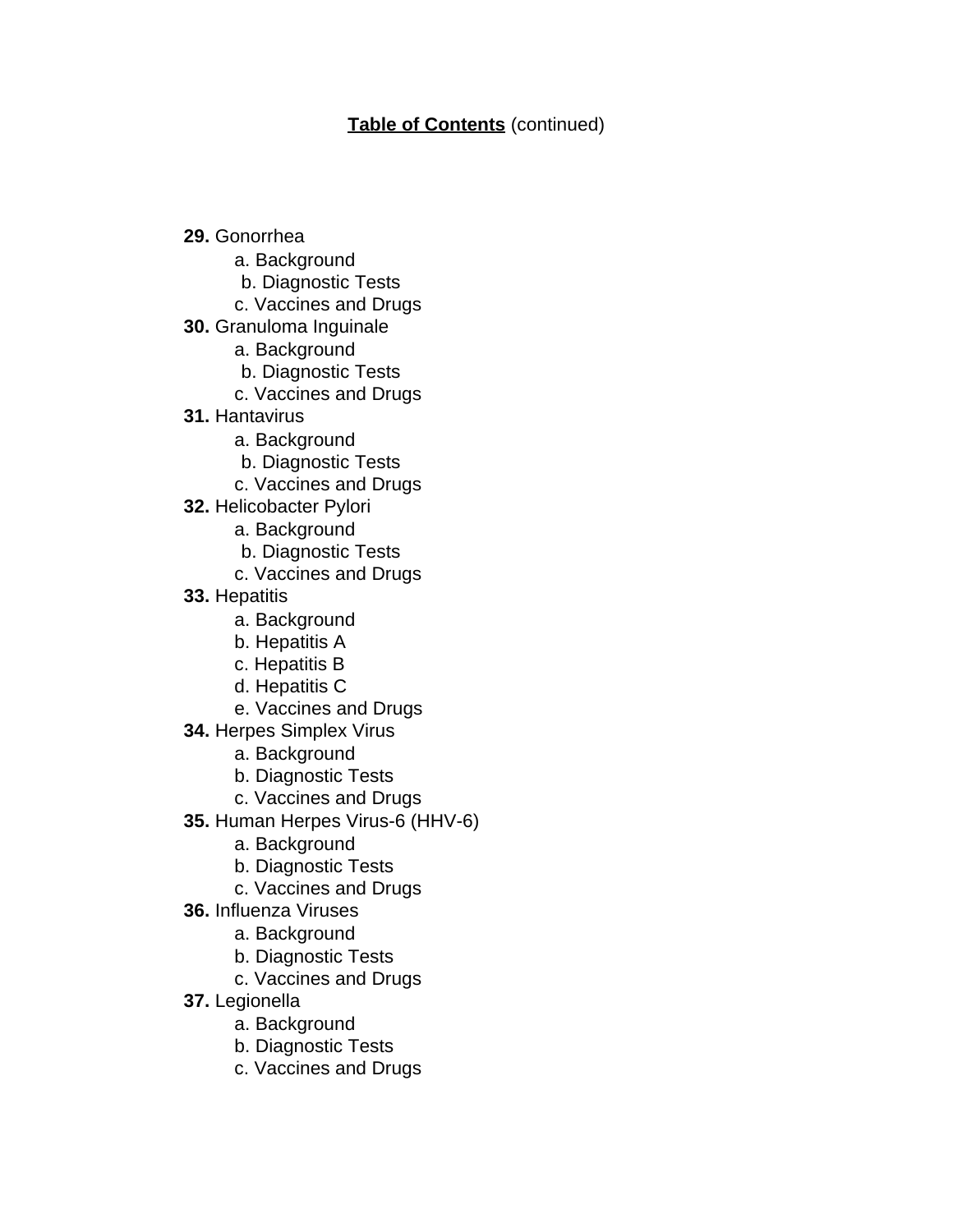## **Table of Contents** (continued)

**29.** Gonorrhea
- a. Background
- b. Diagnostic Tests
- c. Vaccines and Drugs

**30.** Granuloma Inguinale
- a. Background
- b. Diagnostic Tests
- c. Vaccines and Drugs

**31.** Hantavirus
- a. Background
- b. Diagnostic Tests
- c. Vaccines and Drugs

**32.** Helicobacter Pylori
- a. Background
- b. Diagnostic Tests
- c. Vaccines and Drugs

**33.** Hepatitis
- a. Background
- b. Hepatitis A
- c. Hepatitis B
- d. Hepatitis C
- e. Vaccines and Drugs

**34.** Herpes Simplex Virus
- a. Background
- b. Diagnostic Tests
- c. Vaccines and Drugs

**35.** Human Herpes Virus-6 (HHV-6)
- a. Background
- b. Diagnostic Tests
- c. Vaccines and Drugs

**36.** Influenza Viruses
- a. Background
- b. Diagnostic Tests
- c. Vaccines and Drugs

**37.** Legionella
- a. Background
- b. Diagnostic Tests
- c. Vaccines and Drugs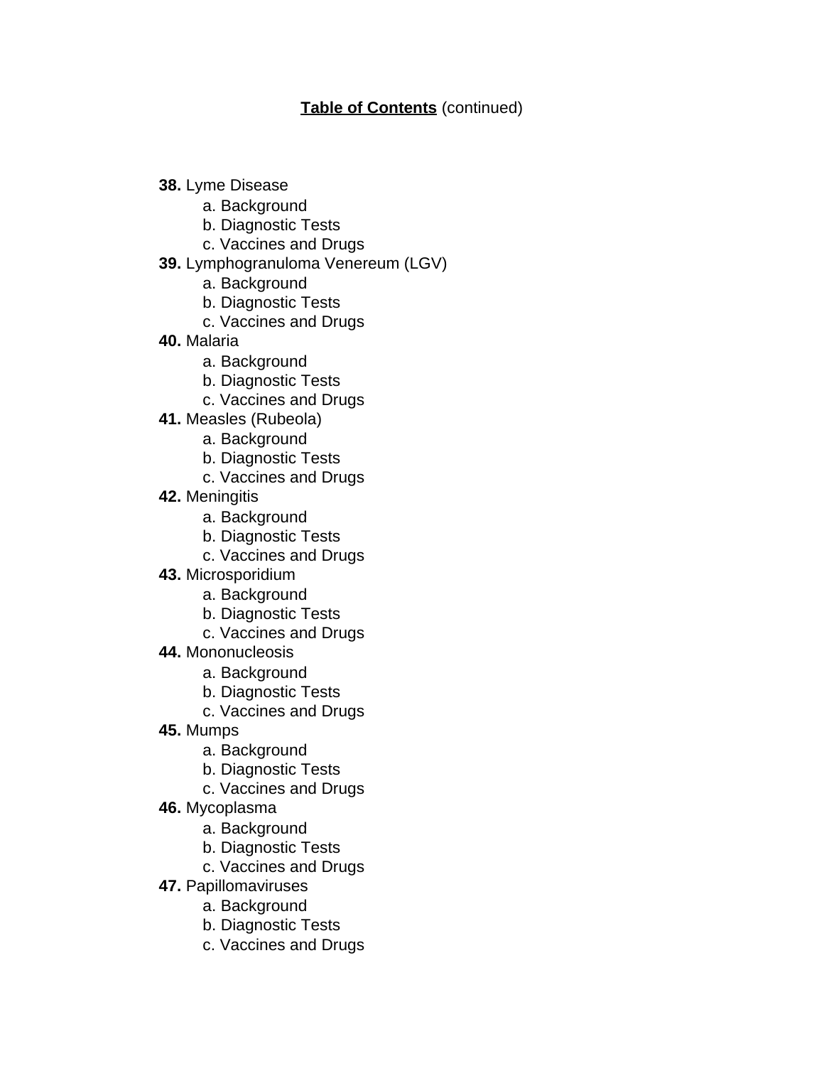**Table of Contents** (continued)

**38.** Lyme Disease
- a. Background
- b. Diagnostic Tests
- c. Vaccines and Drugs

**39.** Lymphogranuloma Venereum (LGV)
- a. Background
- b. Diagnostic Tests
- c. Vaccines and Drugs

**40.** Malaria
- a. Background
- b. Diagnostic Tests
- c. Vaccines and Drugs

**41.** Measles (Rubeola)
- a. Background
- b. Diagnostic Tests
- c. Vaccines and Drugs

**42.** Meningitis
- a. Background
- b. Diagnostic Tests
- c. Vaccines and Drugs

**43.** Microsporidium
- a. Background
- b. Diagnostic Tests
- c. Vaccines and Drugs

**44.** Mononucleosis
- a. Background
- b. Diagnostic Tests
- c. Vaccines and Drugs

**45.** Mumps
- a. Background
- b. Diagnostic Tests
- c. Vaccines and Drugs

**46.** Mycoplasma
- a. Background
- b. Diagnostic Tests
- c. Vaccines and Drugs

**47.** Papillomaviruses
- a. Background
- b. Diagnostic Tests
- c. Vaccines and Drugs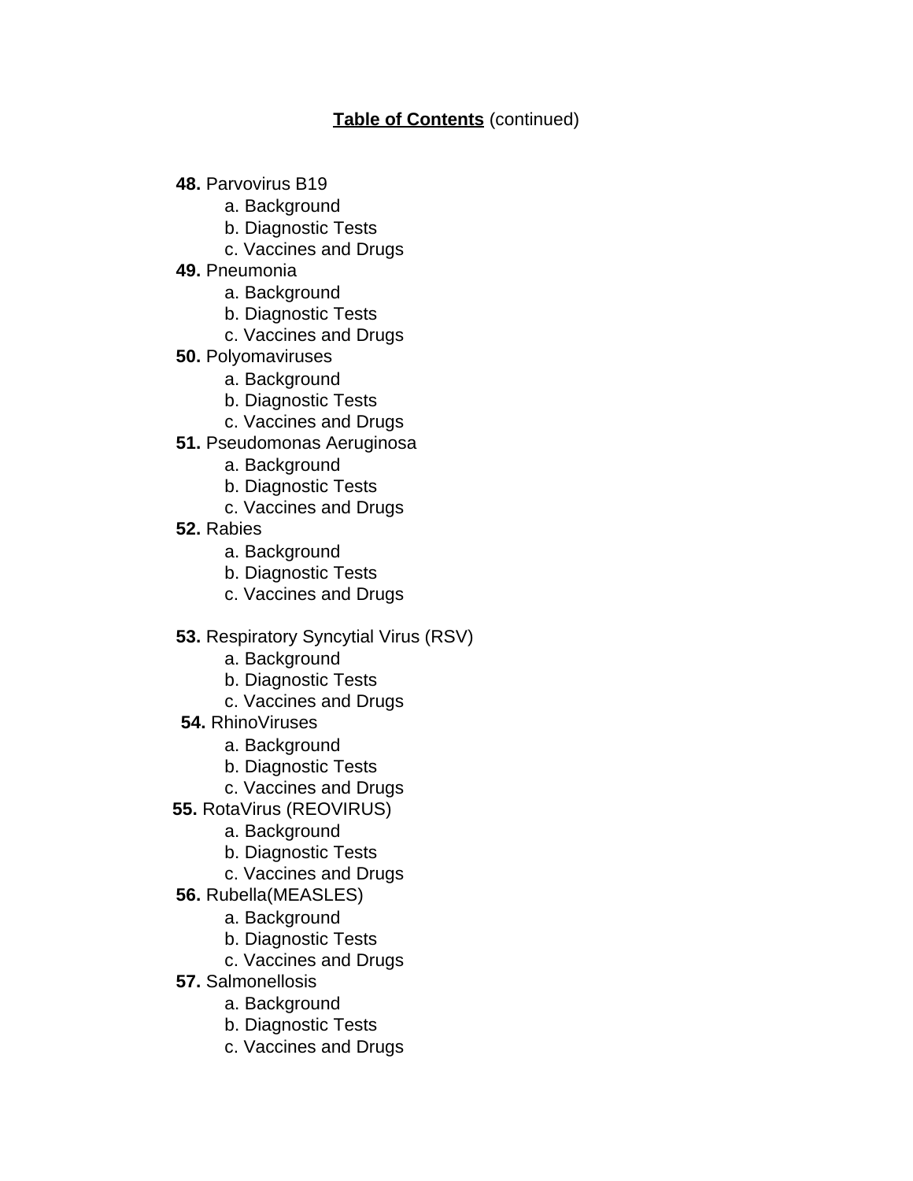## **Table of Contents** (continued)

**48.** Parvovirus B19
   a. Background
   b. Diagnostic Tests
   c. Vaccines and Drugs

**49.** Pneumonia
   a. Background
   b. Diagnostic Tests
   c. Vaccines and Drugs

**50.** Polyomaviruses
   a. Background
   b. Diagnostic Tests
   c. Vaccines and Drugs

**51.** Pseudomonas Aeruginosa
   a. Background
   b. Diagnostic Tests
   c. Vaccines and Drugs

**52.** Rabies
   a. Background
   b. Diagnostic Tests
   c. Vaccines and Drugs

**53.** Respiratory Syncytial Virus (RSV)
   a. Background
   b. Diagnostic Tests
   c. Vaccines and Drugs

**54.** RhinoViruses
   a. Background
   b. Diagnostic Tests
   c. Vaccines and Drugs

**55.** RotaVirus (REOVIRUS)
   a. Background
   b. Diagnostic Tests
   c. Vaccines and Drugs

**56.** Rubella(MEASLES)
   a. Background
   b. Diagnostic Tests
   c. Vaccines and Drugs

**57.** Salmonellosis
   a. Background
   b. Diagnostic Tests
   c. Vaccines and Drugs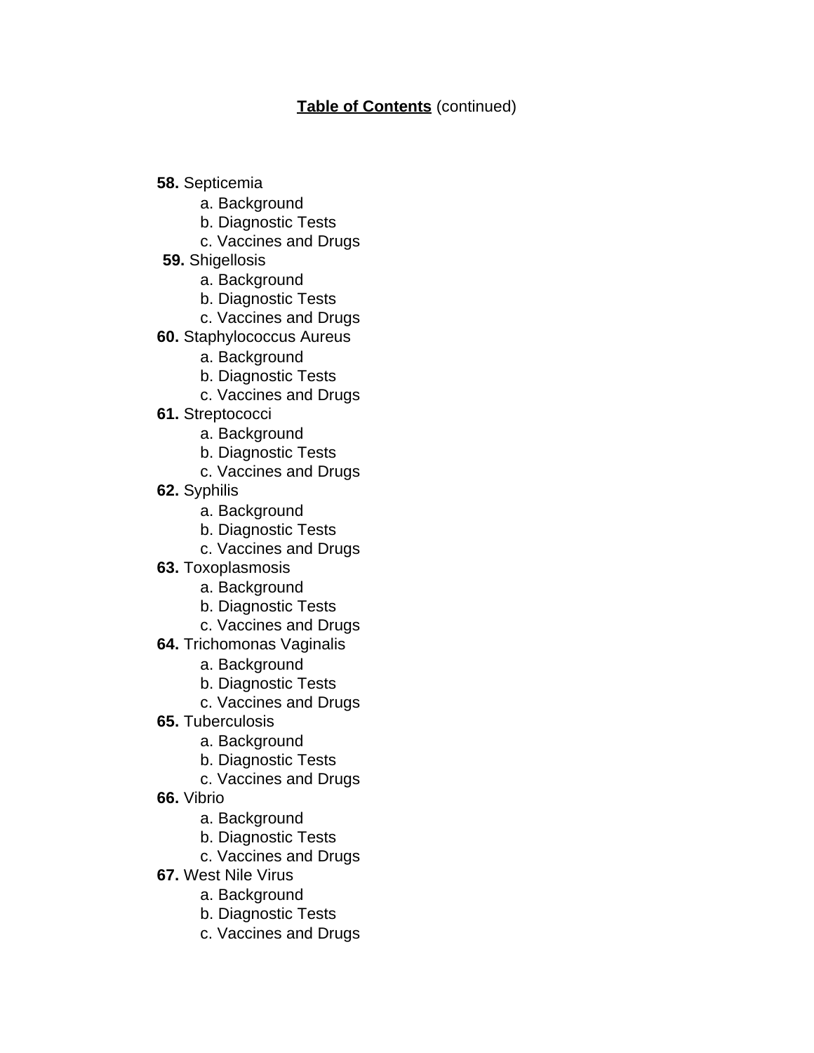**Table of Contents** (continued)

**58.** Septicemia
   a. Background
   b. Diagnostic Tests
   c. Vaccines and Drugs

**59.** Shigellosis
   a. Background
   b. Diagnostic Tests
   c. Vaccines and Drugs

**60.** Staphylococcus Aureus
   a. Background
   b. Diagnostic Tests
   c. Vaccines and Drugs

**61.** Streptococci
   a. Background
   b. Diagnostic Tests
   c. Vaccines and Drugs

**62.** Syphilis
   a. Background
   b. Diagnostic Tests
   c. Vaccines and Drugs

**63.** Toxoplasmosis
   a. Background
   b. Diagnostic Tests
   c. Vaccines and Drugs

**64.** Trichomonas Vaginalis
   a. Background
   b. Diagnostic Tests
   c. Vaccines and Drugs

**65.** Tuberculosis
   a. Background
   b. Diagnostic Tests
   c. Vaccines and Drugs

**66.** Vibrio
   a. Background
   b. Diagnostic Tests
   c. Vaccines and Drugs

**67.** West Nile Virus
   a. Background
   b. Diagnostic Tests
   c. Vaccines and Drugs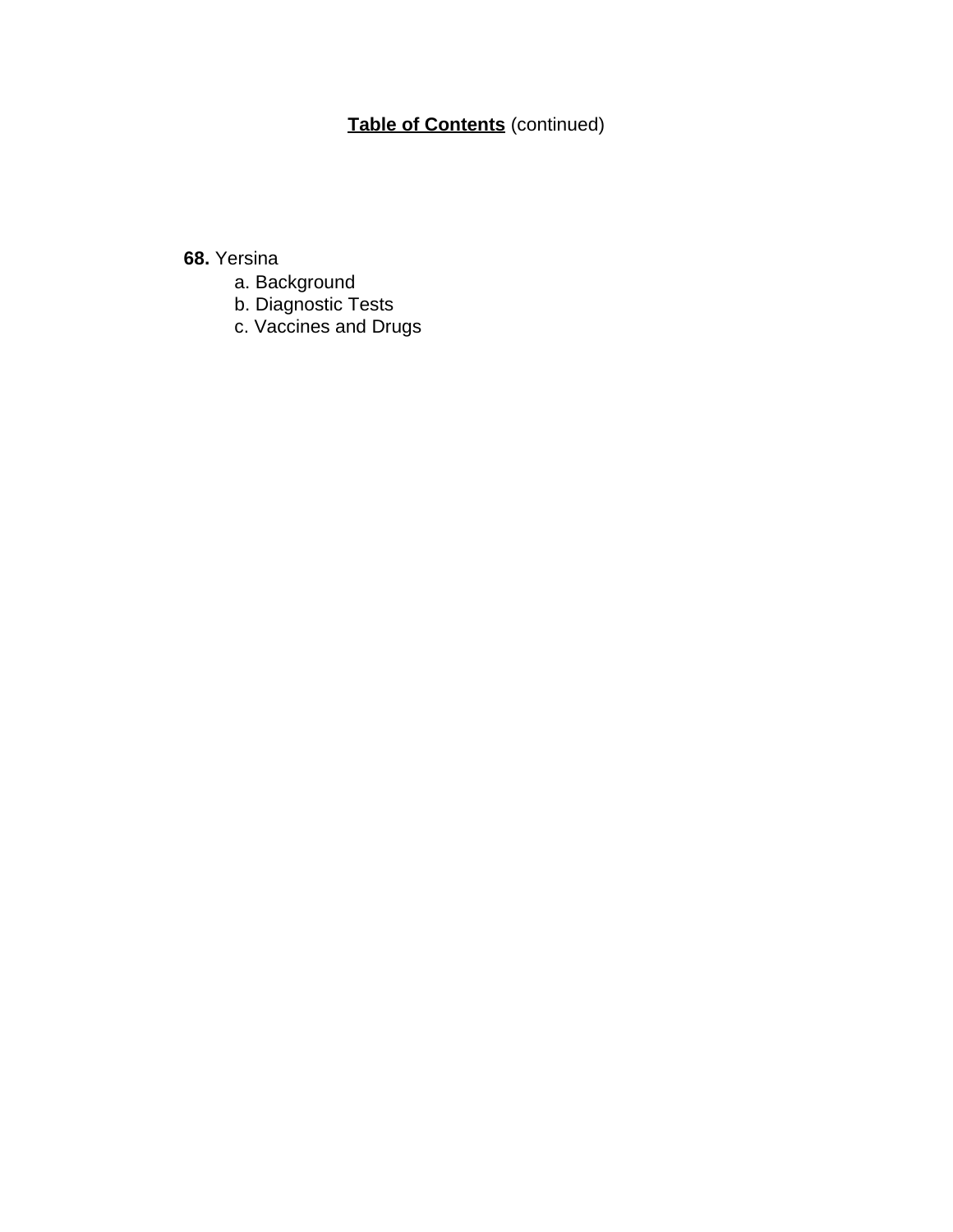**Table of Contents** (continued)

**68.** Yersina

- a. Background
- b. Diagnostic Tests
- c. Vaccines and Drugs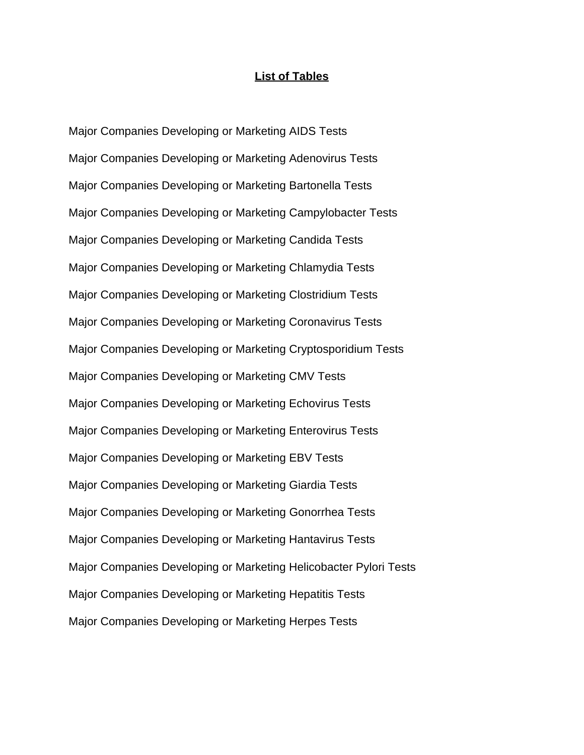## List of Tables

Major Companies Developing or Marketing AIDS Tests

Major Companies Developing or Marketing Adenovirus Tests

Major Companies Developing or Marketing Bartonella Tests

Major Companies Developing or Marketing Campylobacter Tests

Major Companies Developing or Marketing Candida Tests

Major Companies Developing or Marketing Chlamydia Tests

Major Companies Developing or Marketing Clostridium Tests

Major Companies Developing or Marketing Coronavirus Tests

Major Companies Developing or Marketing Cryptosporidium Tests

Major Companies Developing or Marketing CMV Tests

Major Companies Developing or Marketing Echovirus Tests

Major Companies Developing or Marketing Enterovirus Tests

Major Companies Developing or Marketing EBV Tests

Major Companies Developing or Marketing Giardia Tests

Major Companies Developing or Marketing Gonorrhea Tests

Major Companies Developing or Marketing Hantavirus Tests

Major Companies Developing or Marketing Helicobacter Pylori Tests

Major Companies Developing or Marketing Hepatitis Tests

Major Companies Developing or Marketing Herpes Tests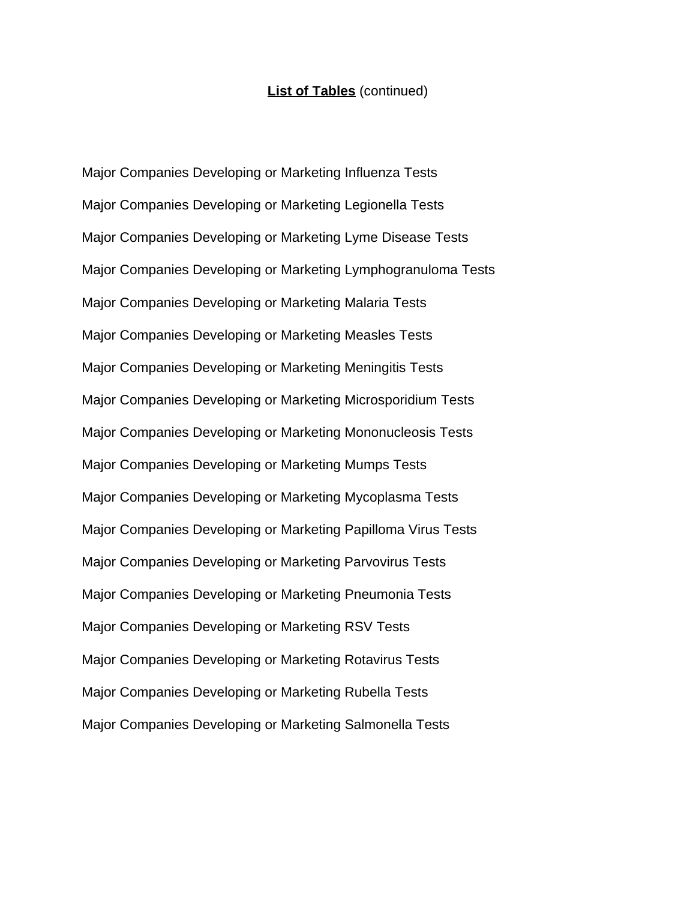**List of Tables** (continued)

Major Companies Developing or Marketing Influenza Tests

Major Companies Developing or Marketing Legionella Tests

Major Companies Developing or Marketing Lyme Disease Tests

Major Companies Developing or Marketing Lymphogranuloma Tests

Major Companies Developing or Marketing Malaria Tests

Major Companies Developing or Marketing Measles Tests

Major Companies Developing or Marketing Meningitis Tests

Major Companies Developing or Marketing Microsporidium Tests

Major Companies Developing or Marketing Mononucleosis Tests

Major Companies Developing or Marketing Mumps Tests

Major Companies Developing or Marketing Mycoplasma Tests

Major Companies Developing or Marketing Papilloma Virus Tests

Major Companies Developing or Marketing Parvovirus Tests

Major Companies Developing or Marketing Pneumonia Tests

Major Companies Developing or Marketing RSV Tests

Major Companies Developing or Marketing Rotavirus Tests

Major Companies Developing or Marketing Rubella Tests

Major Companies Developing or Marketing Salmonella Tests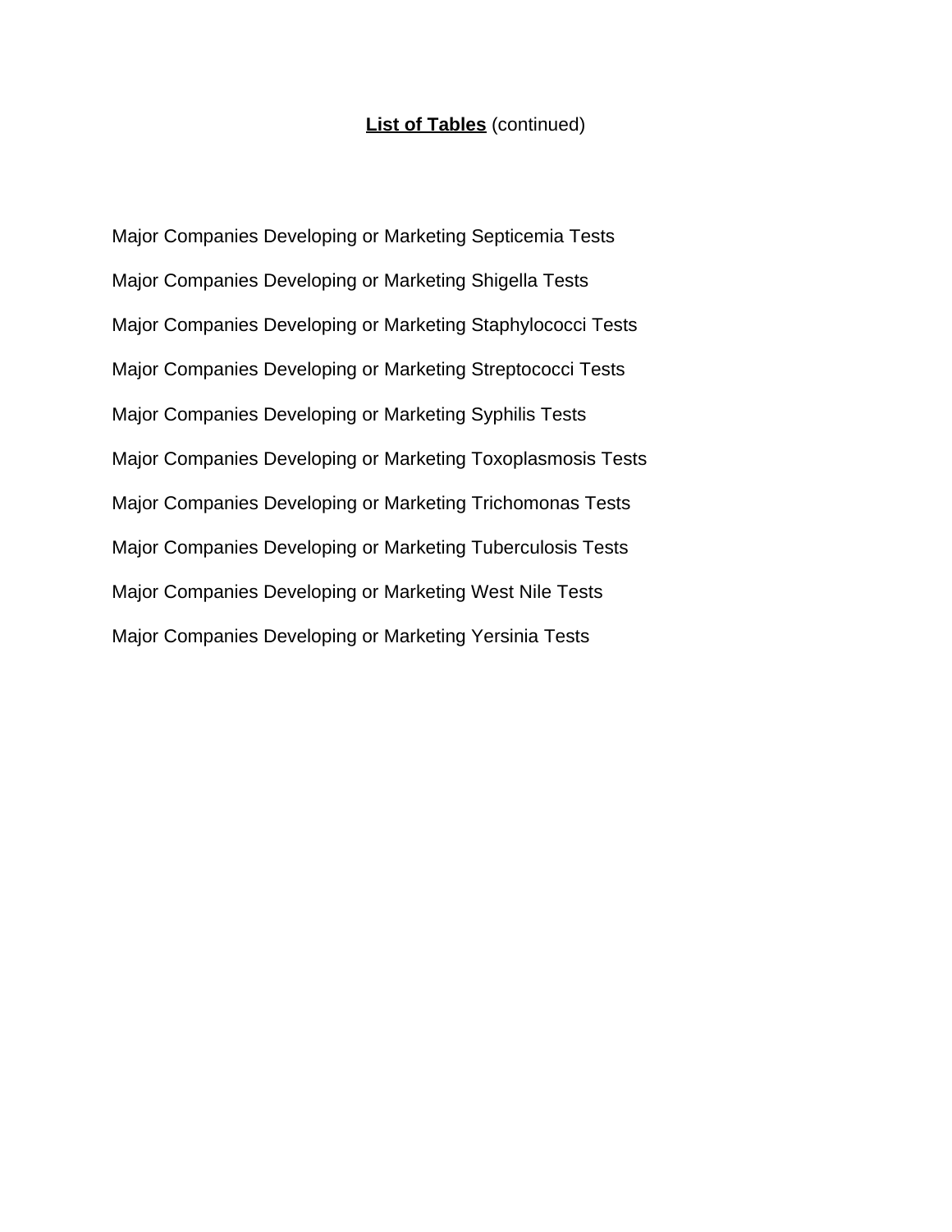**List of Tables** (continued)

Major Companies Developing or Marketing Septicemia Tests

Major Companies Developing or Marketing Shigella Tests

Major Companies Developing or Marketing Staphylococci Tests

Major Companies Developing or Marketing Streptococci Tests

Major Companies Developing or Marketing Syphilis Tests

Major Companies Developing or Marketing Toxoplasmosis Tests

Major Companies Developing or Marketing Trichomonas Tests

Major Companies Developing or Marketing Tuberculosis Tests

Major Companies Developing or Marketing West Nile Tests

Major Companies Developing or Marketing Yersinia Tests